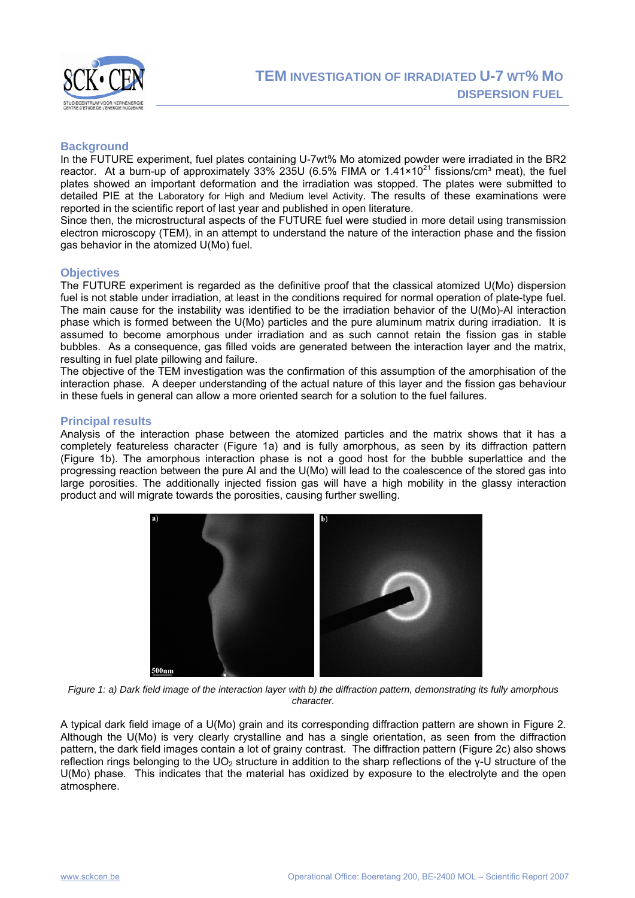# TEM INVESTIGATION OF IRRADIATED U-7 WT% MO DISPERSION FUEL

## Background

In the FUTURE experiment, fuel plates containing U-7wt% Mo atomized powder were irradiated in the BR2 reactor. At a burn-up of approximately 33% 235U (6.5% FIMA or $1.41 \times 10^{21}$ fissions/cm³ meat), the fuel plates showed an important deformation and the irradiation was stopped. The plates were submitted to detailed PIE at the Laboratory for High and Medium level Activity. The results of these examinations were reported in the scientific report of last year and published in open literature.

Since then, the microstructural aspects of the FUTURE fuel were studied in more detail using transmission electron microscopy (TEM), in an attempt to understand the nature of the interaction phase and the fission gas behavior in the atomized U(Mo) fuel.

## Objectives

The FUTURE experiment is regarded as the definitive proof that the classical atomized U(Mo) dispersion fuel is not stable under irradiation, at least in the conditions required for normal operation of plate-type fuel. The main cause for the instability was identified to be the irradiation behavior of the U(Mo)-Al interaction phase which is formed between the U(Mo) particles and the pure aluminum matrix during irradiation. It is assumed to become amorphous under irradiation and as such cannot retain the fission gas in stable bubbles. As a consequence, gas filled voids are generated between the interaction layer and the matrix, resulting in fuel plate pillowing and failure.

The objective of the TEM investigation was the confirmation of this assumption of the amorphisation of the interaction phase. A deeper understanding of the actual nature of this layer and the fission gas behaviour in these fuels in general can allow a more oriented search for a solution to the fuel failures.

## Principal results

Analysis of the interaction phase between the atomized particles and the matrix shows that it has a completely featureless character (Figure 1a) and is fully amorphous, as seen by its diffraction pattern (Figure 1b). The amorphous interaction phase is not a good host for the bubble superlattice and the progressing reaction between the pure Al and the U(Mo) will lead to the coalescence of the stored gas into large porosities. The additionally injected fission gas will have a high mobility in the glassy interaction product and will migrate towards the porosities, causing further swelling.

*Figure 1: a) Dark field image of the interaction layer with b) the diffraction pattern, demonstrating its fully amorphous character.*

A typical dark field image of a U(Mo) grain and its corresponding diffraction pattern are shown in Figure 2. Although the U(Mo) is very clearly crystalline and has a single orientation, as seen from the diffraction pattern, the dark field images contain a lot of grainy contrast. The diffraction pattern (Figure 2c) also shows reflection rings belonging to the $UO_2$ structure in addition to the sharp reflections of the γ-U structure of the U(Mo) phase. This indicates that the material has oxidized by exposure to the electrolyte and the open atmosphere.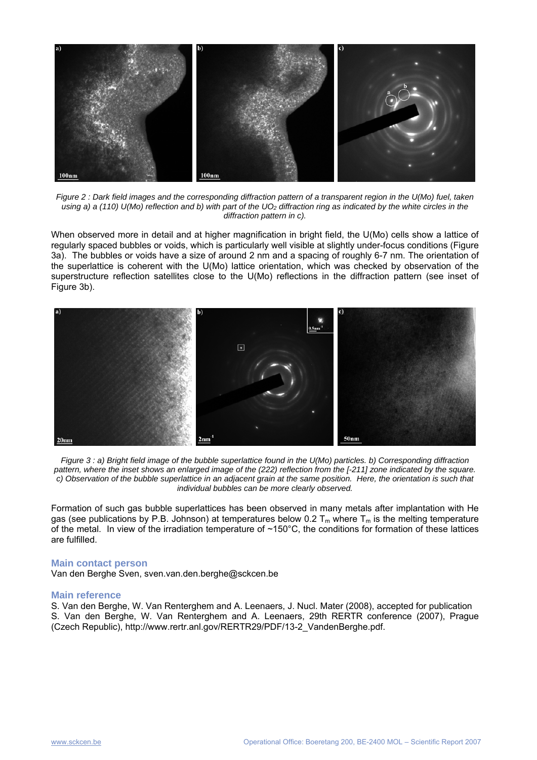*Figure 2 : Dark field images and the corresponding diffraction pattern of a transparent region in the U(Mo) fuel, taken using a) a (110) U(Mo) reflection and b) with part of the $UO_2$ diffraction ring as indicated by the white circles in the diffraction pattern in c).*

When observed more in detail and at higher magnification in bright field, the U(Mo) cells show a lattice of regularly spaced bubbles or voids, which is particularly well visible at slightly under-focus conditions (Figure 3a). The bubbles or voids have a size of around 2 nm and a spacing of roughly 6-7 nm. The orientation of the superlattice is coherent with the U(Mo) lattice orientation, which was checked by observation of the superstructure reflection satellites close to the U(Mo) reflections in the diffraction pattern (see inset of Figure 3b).

*Figure 3 : a) Bright field image of the bubble superlattice found in the U(Mo) particles. b) Corresponding diffraction pattern, where the inset shows an enlarged image of the (222) reflection from the [-211] zone indicated by the square. c) Observation of the bubble superlattice in an adjacent grain at the same position. Here, the orientation is such that individual bubbles can be more clearly observed.*

Formation of such gas bubble superlattices has been observed in many metals after implantation with He gas (see publications by P.B. Johnson) at temperatures below 0.2 $T_m$ where $T_m$ is the melting temperature of the metal. In view of the irradiation temperature of ~150°C, the conditions for formation of these lattices are fulfilled.

### Main contact person

Van den Berghe Sven, sven.van.den.berghe@sckcen.be

### Main reference

S. Van den Berghe, W. Van Renterghem and A. Leenaers, J. Nucl. Mater (2008), accepted for publication
S. Van den Berghe, W. Van Renterghem and A. Leenaers, 29th RERTR conference (2007), Prague (Czech Republic), http://www.rertr.anl.gov/RERTR29/PDF/13-2_VandenBerghe.pdf.